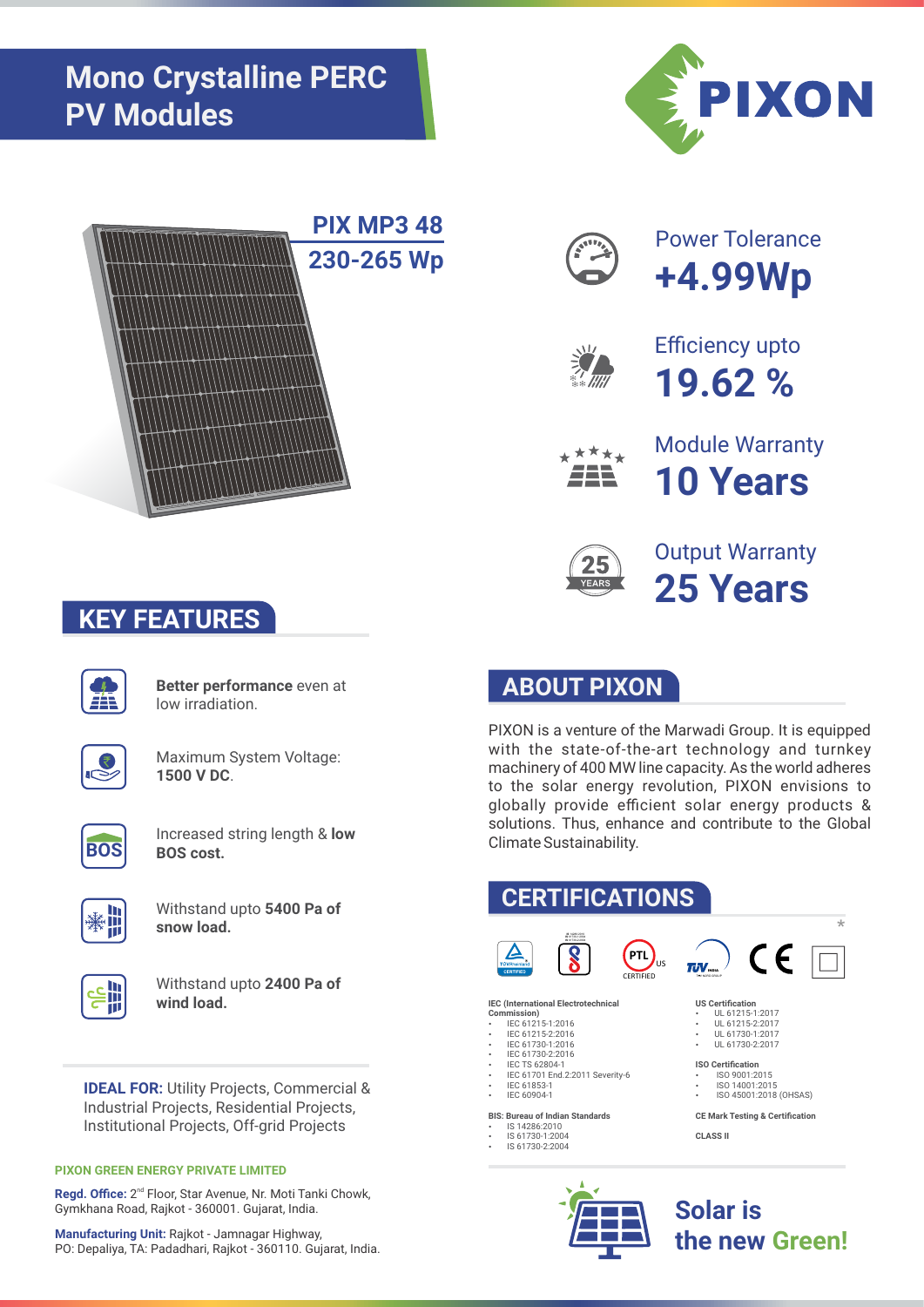# Mono Crystalline PERC PV Modules

PIXON

## PIX MP3 48
## 230-265 Wp

Power Tolerance
**+4.99Wp**

Efficiency upto
**19.62 %**

Module Warranty
**10 Years**

Output Warranty
**25 Years**

## KEY FEATURES

**Better performance** even at low irradiation.

Maximum System Voltage: **1500 V DC**.

Increased string length & **low BOS cost.**

Withstand upto **5400 Pa of snow load.**

Withstand upto **2400 Pa of wind load.**

**IDEAL FOR:** Utility Projects, Commercial & Industrial Projects, Residential Projects, Institutional Projects, Off-grid Projects

**PIXON GREEN ENERGY PRIVATE LIMITED**

**Regd. Office:** 2nd Floor, Star Avenue, Nr. Moti Tanki Chowk, Gymkhana Road, Rajkot - 360001. Gujarat, India.

**Manufacturing Unit:** Rajkot - Jamnagar Highway, PO: Depaliya, TA: Padadhari, Rajkot - 360110. Gujarat, India.

## ABOUT PIXON

PIXON is a venture of the Marwadi Group. It is equipped with the state-of-the-art technology and turnkey machinery of 400 MW line capacity. As the world adheres to the solar energy revolution, PIXON envisions to globally provide efficient solar energy products & solutions. Thus, enhance and contribute to the Global Climate Sustainability.

## CERTIFICATIONS

**IEC (International Electrotechnical Commission)**
- IEC 61215-1:2016
- IEC 61215-2:2016
- IEC 61730-1:2016
- IEC 61730-2:2016
- IEC TS 62804-1
- IEC 61701 End.2:2011 Severity-6
- IEC 61853-1
- IEC 60904-1

**BIS: Bureau of Indian Standards**
- IS 14286:2010
- IS 61730-1:2004
- IS 61730-2:2004

**US Certification**
- UL 61215-1:2017
- UL 61215-2:2017
- UL 61730-1:2017
- UL 61730-2:2017

**ISO Certification**
- ISO 9001:2015
- ISO 14001:2015
- ISO 45001:2018 (OHSAS)

**CE Mark Testing & Certification**

**CLASS II**

**Solar is the new Green!**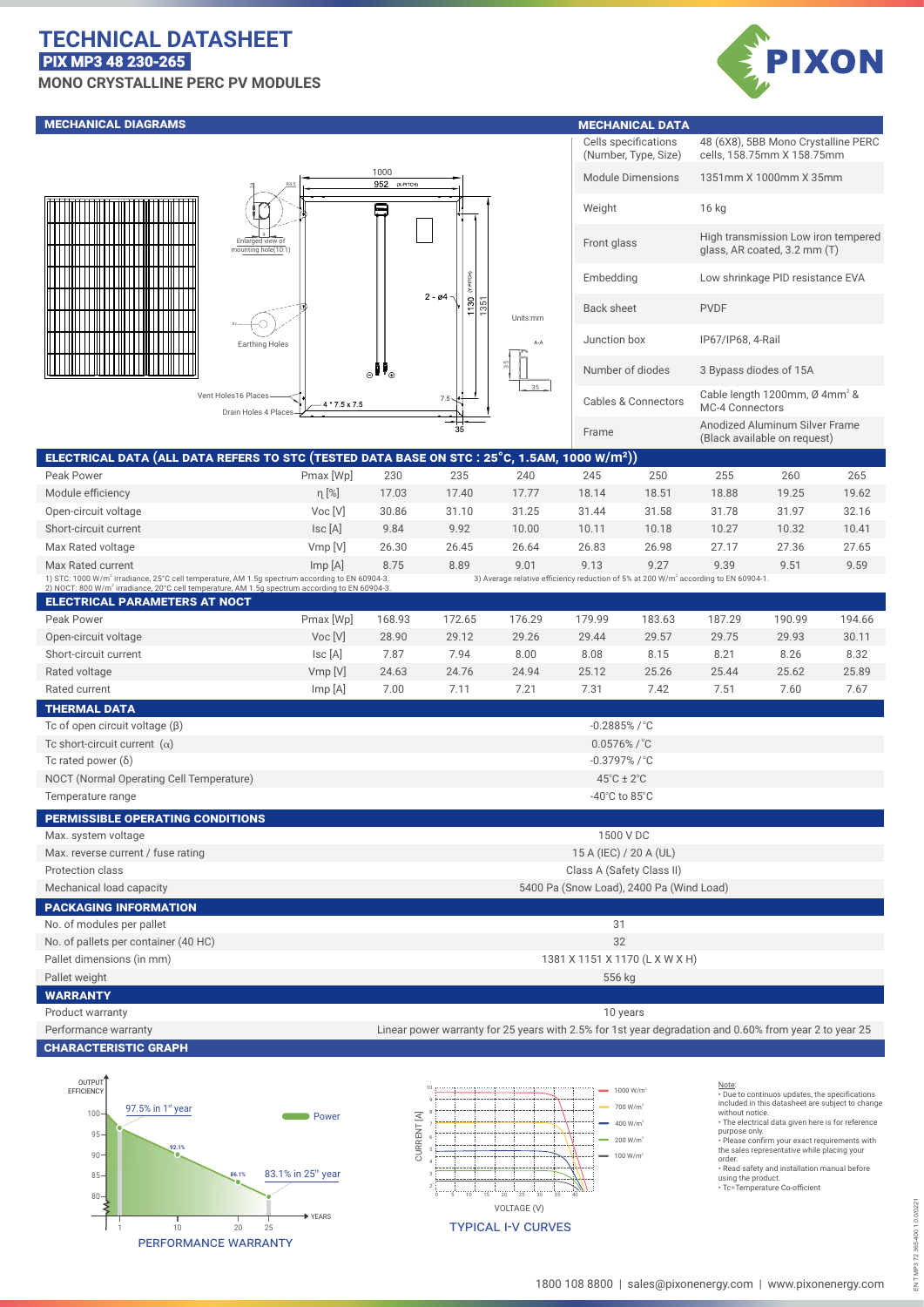# TECHNICAL DATASHEET

## PIX MP3 48 230-265

### MONO CRYSTALLINE PERC PV MODULES

## MECHANICAL DIAGRAMS

1000
952 (X-PITCH)
Enlarged view of mounting hole(10:1)
Earthing Holes
2 - ø4
1130 (Y-PITCH)
1351
Units:mm
A-A
35
35
Vent Holes16 Places
Drain Holes 4 Places
4 * 7.5 x 7.5
7.5
35

## MECHANICAL DATA

| | |
|---|---|
| Cells specifications (Number, Type, Size) | 48 (6X8), 5BB Mono Crystalline PERC cells, 158.75mm X 158.75mm |
| Module Dimensions | 1351mm X 1000mm X 35mm |
| Weight | 16 kg |
| Front glass | High transmission Low iron tempered glass, AR coated, 3.2 mm (T) |
| Embedding | Low shrinkage PID resistance EVA |
| Back sheet | PVDF |
| Junction box | IP67/IP68, 4-Rail |
| Number of diodes | 3 Bypass diodes of 15A |
| Cables & Connectors | Cable length 1200mm, Ø 4mm² & MC-4 Connectors |
| Frame | Anodized Aluminum Silver Frame (Black available on request) |

## ELECTRICAL DATA (ALL DATA REFERS TO STC (TESTED DATA BASE ON STC : 25°C, 1.5AM, 1000 W/m²))

| | | | | | | | | | |
|---|---|---|---|---|---|---|---|---|---|
| Peak Power | Pmax [Wp] | 230 | 235 | 240 | 245 | 250 | 255 | 260 | 265 |
| Module efficiency | η [%] | 17.03 | 17.40 | 17.77 | 18.14 | 18.51 | 18.88 | 19.25 | 19.62 |
| Open-circuit voltage | Voc [V] | 30.86 | 31.10 | 31.25 | 31.44 | 31.58 | 31.78 | 31.97 | 32.16 |
| Short-circuit current | Isc [A] | 9.84 | 9.92 | 10.00 | 10.11 | 10.18 | 10.27 | 10.32 | 10.41 |
| Max Rated voltage | Vmp [V] | 26.30 | 26.45 | 26.64 | 26.83 | 26.98 | 27.17 | 27.36 | 27.65 |
| Max Rated current | Imp [A] | 8.75 | 8.89 | 9.01 | 9.13 | 9.27 | 9.39 | 9.51 | 9.59 |

1) STC: 1000 W/m² irradiance, 25°C cell temperature, AM 1.5g spectrum according to EN 60904-3.
2) NOCT: 800 W/m² irradiance, 20°C cell temperature, AM 1.5g spectrum according to EN 60904-3.
3) Average relative efficiency reduction of 5% at 200 W/m² according to EN 60904-1.

## ELECTRICAL PARAMETERS AT NOCT

| | | | | | | | | | |
|---|---|---|---|---|---|---|---|---|---|
| Peak Power | Pmax [Wp] | 168.93 | 172.65 | 176.29 | 179.99 | 183.63 | 187.29 | 190.99 | 194.66 |
| Open-circuit voltage | Voc [V] | 28.90 | 29.12 | 29.26 | 29.44 | 29.57 | 29.75 | 29.93 | 30.11 |
| Short-circuit current | Isc [A] | 7.87 | 7.94 | 8.00 | 8.08 | 8.15 | 8.21 | 8.26 | 8.32 |
| Rated voltage | Vmp [V] | 24.63 | 24.76 | 24.94 | 25.12 | 25.26 | 25.44 | 25.62 | 25.89 |
| Rated current | Imp [A] | 7.00 | 7.11 | 7.21 | 7.31 | 7.42 | 7.51 | 7.60 | 7.67 |

## THERMAL DATA

| | |
|---|---|
| Tc of open circuit voltage (β) | -0.2885% / °C |
| Tc short-circuit current (α) | 0.0576% / °C |
| Tc rated power (δ) | -0.3797% / °C |
| NOCT (Normal Operating Cell Temperature) | 45°C ± 2°C |
| Temperature range | -40°C to 85°C |

## PERMISSIBLE OPERATING CONDITIONS

| | |
|---|---|
| Max. system voltage | 1500 V DC |
| Max. reverse current / fuse rating | 15 A (IEC) / 20 A (UL) |
| Protection class | Class A (Safety Class II) |
| Mechanical load capacity | 5400 Pa (Snow Load), 2400 Pa (Wind Load) |

## PACKAGING INFORMATION

| | |
|---|---|
| No. of modules per pallet | 31 |
| No. of pallets per container (40 HC) | 32 |
| Pallet dimensions (in mm) | 1381 X 1151 X 1170 (L X W X H) |
| Pallet weight | 556 kg |

## WARRANTY

| | |
|---|---|
| Product warranty | 10 years |
| Performance warranty | Linear power warranty for 25 years with 2.5% for 1st year degradation and 0.60% from year 2 to year 25 |

## CHARACTERISTIC GRAPH

OUTPUT EFFICIENCY
97.5% in 1st year
Power
92.1%
86.1%
83.1% in 25th year
100
95
90
85
80
1
10
20
25
YEARS
PERFORMANCE WARRANTY

CURRENT [A]
1000 W/m²
700 W/m²
400 W/m²
200 W/m²
100 W/m²
VOLTAGE (V)
TYPICAL I-V CURVES

Note:
- Due to continuos updates, the specifications included in this datasheet are subject to change without notice.
- The electrical data given here is for reference purpose only.
- Please confirm your exact requirements with the sales representative while placing your order.
- Read safety and installation manual before using the product.
- Tc=Temperature Co-efficient

1800 108 8800 | sales@pixonenergy.com | www.pixonenergy.com